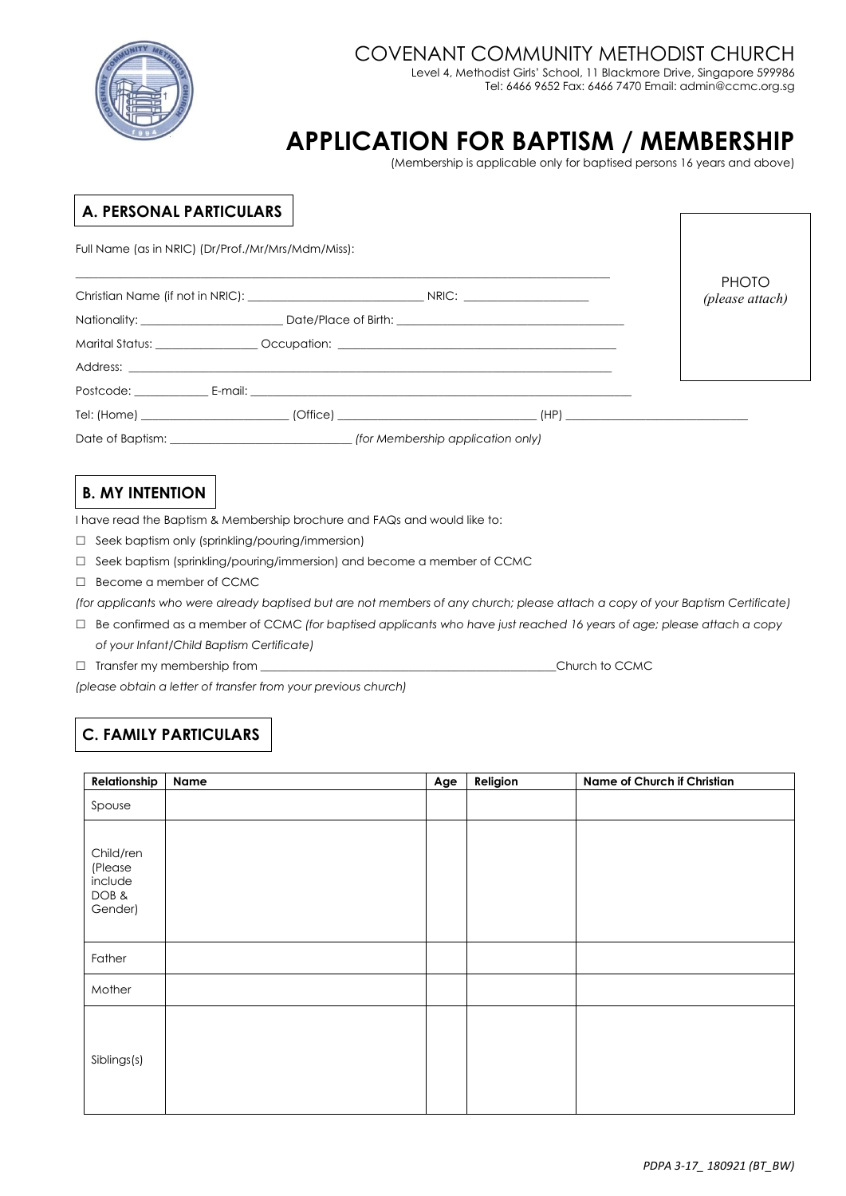# COVENANT COMMUNITY METHODIST CHURCH

Level 4, Methodist Girls' School, 11 Blackmore Drive, Singapore 599986
Tel: 6466 9652 Fax: 6466 7470 Email: admin@ccmc.org.sg

# APPLICATION FOR BAPTISM / MEMBERSHIP

(Membership is applicable only for baptised persons 16 years and above)

## A. PERSONAL PARTICULARS

PHOTO
*(please attach)*

Full Name (as in NRIC) (Dr/Prof./Mr/Mrs/Mdm/Miss):

_______________________________________________

Christian Name (if not in NRIC): ______________________ NRIC: ________________

Nationality: ____________________ Date/Place of Birth: ______________________________

Marital Status: ______________ Occupation: ____________________________________

Address: ______________________________________________________________

Postcode: __________ E-mail: _____________________________________________

Tel: (Home) ____________________ (Office) _________________________ (HP) ________________________

Date of Baptism: ________________________ *(for Membership application only)*

## B. MY INTENTION

I have read the Baptism & Membership brochure and FAQs and would like to:

☐ Seek baptism only (sprinkling/pouring/immersion)

☐ Seek baptism (sprinkling/pouring/immersion) and become a member of CCMC

☐ Become a member of CCMC

*(for applicants who were already baptised but are not members of any church; please attach a copy of your Baptism Certificate)*

☐ Be confirmed as a member of CCMC *(for baptised applicants who have just reached 16 years of age; please attach a copy of your Infant/Child Baptism Certificate)*

☐ Transfer my membership from ______________________________________Church to CCMC

*(please obtain a letter of transfer from your previous church)*

## C. FAMILY PARTICULARS

| Relationship | Name | Age | Religion | Name of Church if Christian |
|---|---|---|---|---|
| Spouse | | | | |
| Child/ren (Please include DOB & Gender) | | | | |
| Father | | | | |
| Mother | | | | |
| Siblings(s) | | | | |

*PDPA 3-17_ 180921 (BT_BW)*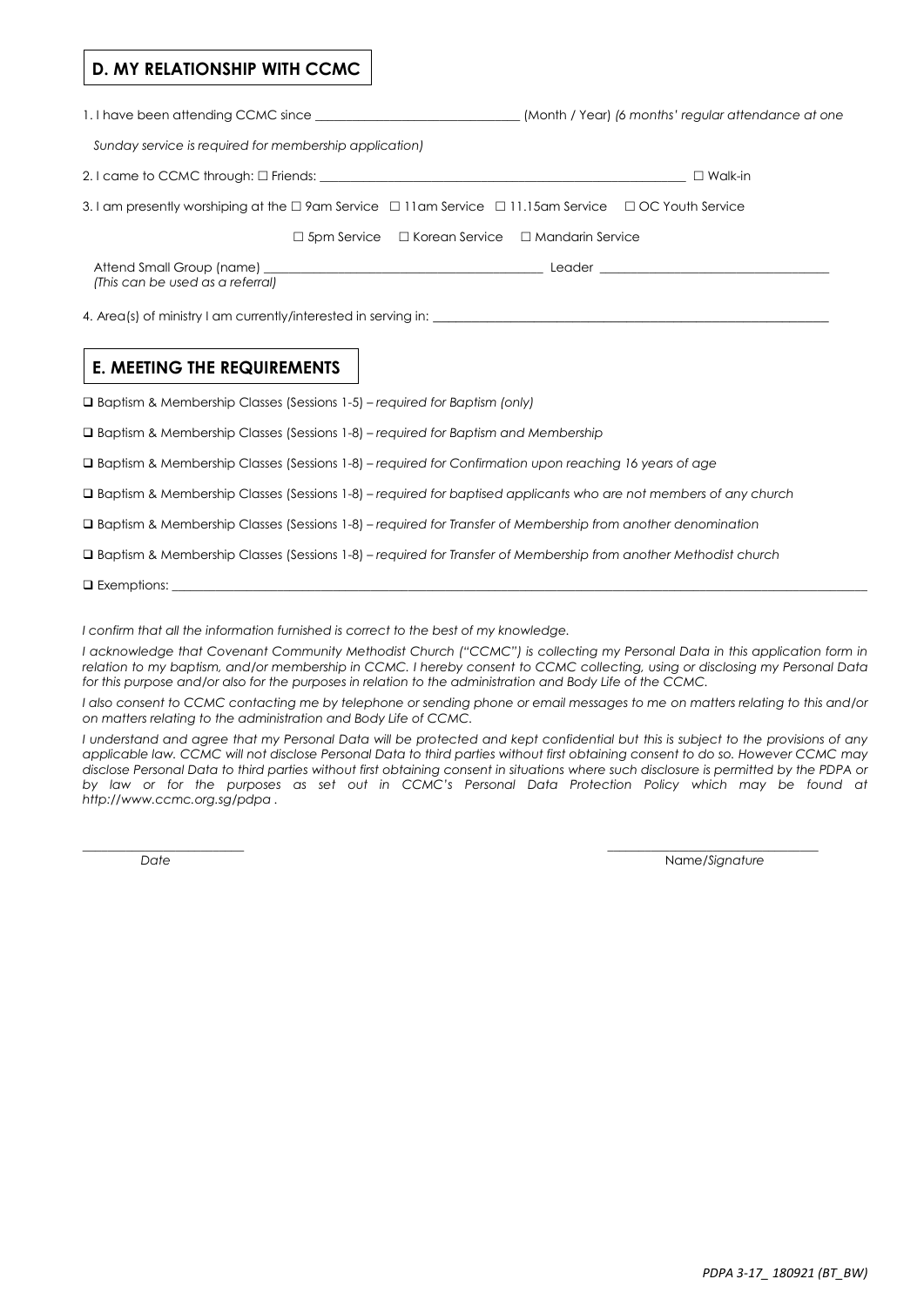## D. MY RELATIONSHIP WITH CCMC

1. I have been attending CCMC since ______________________________ (Month / Year) *(6 months' regular attendance at one Sunday service is required for membership application)*

2. I came to CCMC through: ☐ Friends: ________________________________________________________ ☐ Walk-in

3. I am presently worshiping at the ☐ 9am Service ☐ 11am Service ☐ 11.15am Service ☐ OC Youth Service

   ☐ 5pm Service ☐ Korean Service ☐ Mandarin Service

   Attend Small Group (name) ________________________________________ Leader ________________________________
   *(This can be used as a referral)*

4. Area(s) of ministry I am currently/interested in serving in: ____________________________________________________________

## E. MEETING THE REQUIREMENTS

- ❑ Baptism & Membership Classes (Sessions 1-5) – *required for Baptism (only)*
- ❑ Baptism & Membership Classes (Sessions 1-8) – *required for Baptism and Membership*
- ❑ Baptism & Membership Classes (Sessions 1-8) – *required for Confirmation upon reaching 16 years of age*
- ❑ Baptism & Membership Classes (Sessions 1-8) – *required for baptised applicants who are not members of any church*
- ❑ Baptism & Membership Classes (Sessions 1-8) – *required for Transfer of Membership from another denomination*
- ❑ Baptism & Membership Classes (Sessions 1-8) – *required for Transfer of Membership from another Methodist church*
- ❑ Exemptions: ____________________________________________________________________________________________

*I confirm that all the information furnished is correct to the best of my knowledge.*

*I acknowledge that Covenant Community Methodist Church ("CCMC") is collecting my Personal Data in this application form in relation to my baptism, and/or membership in CCMC. I hereby consent to CCMC collecting, using or disclosing my Personal Data for this purpose and/or also for the purposes in relation to the administration and Body Life of the CCMC.*

*I also consent to CCMC contacting me by telephone or sending phone or email messages to me on matters relating to this and/or on matters relating to the administration and Body Life of CCMC.*

*I understand and agree that my Personal Data will be protected and kept confidential but this is subject to the provisions of any applicable law. CCMC will not disclose Personal Data to third parties without first obtaining consent to do so. However CCMC may disclose Personal Data to third parties without first obtaining consent in situations where such disclosure is permitted by the PDPA or by law or for the purposes as set out in CCMC's Personal Data Protection Policy which may be found at http://www.ccmc.org.sg/pdpa .*

_________________________ &nbsp;&nbsp;&nbsp;&nbsp;&nbsp;&nbsp;&nbsp;&nbsp;&nbsp;&nbsp;&nbsp;&nbsp;&nbsp;&nbsp;&nbsp;&nbsp;&nbsp;&nbsp;&nbsp;&nbsp; ________________________________
*Date* &nbsp;&nbsp;&nbsp;&nbsp;&nbsp;&nbsp;&nbsp;&nbsp;&nbsp;&nbsp;&nbsp;&nbsp;&nbsp;&nbsp;&nbsp;&nbsp;&nbsp;&nbsp;&nbsp;&nbsp;&nbsp;&nbsp;&nbsp;&nbsp;&nbsp;&nbsp;&nbsp;&nbsp;&nbsp;&nbsp;&nbsp;&nbsp;&nbsp;&nbsp;&nbsp;&nbsp;&nbsp;&nbsp;&nbsp;&nbsp; Name/*Signature*

*PDPA 3-17_ 180921 (BT_BW)*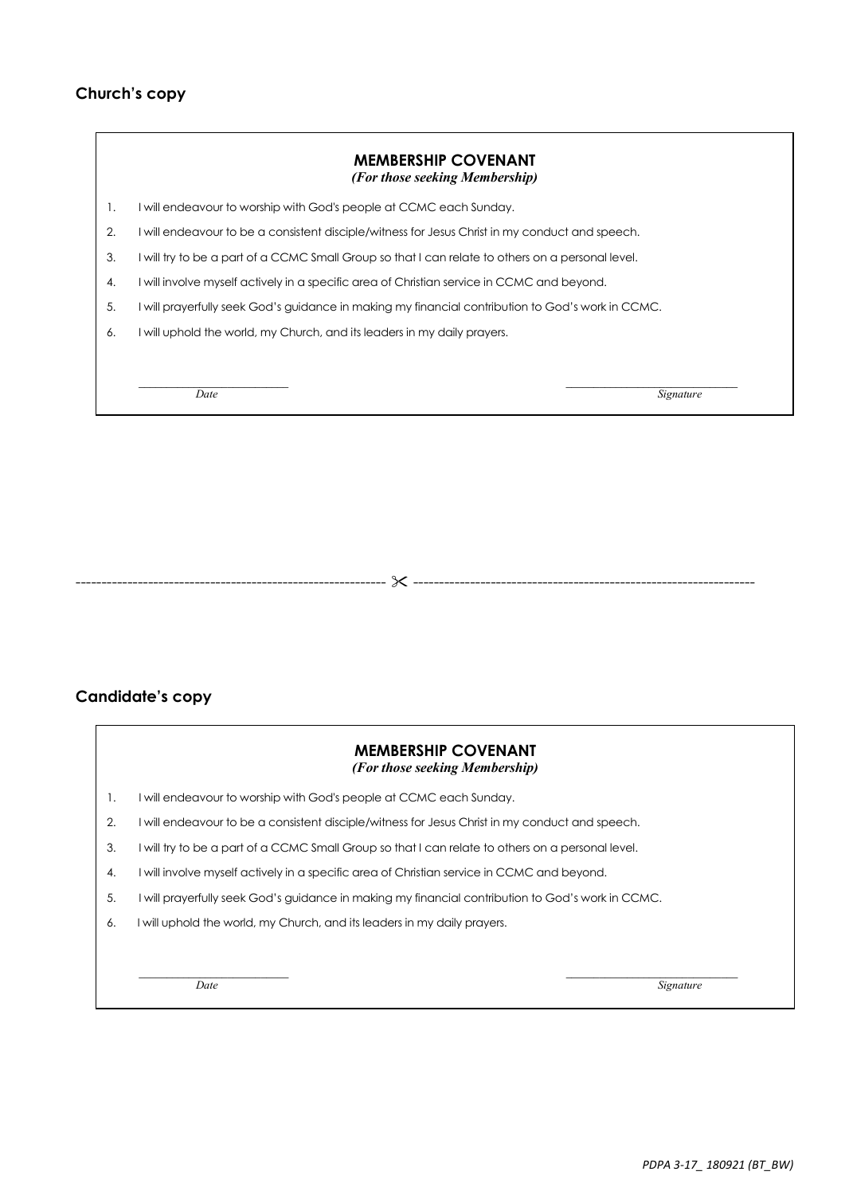## Church's copy

**MEMBERSHIP COVENANT**
*(For those seeking Membership)*

1. I will endeavour to worship with God's people at CCMC each Sunday.
2. I will endeavour to be a consistent disciple/witness for Jesus Christ in my conduct and speech.
3. I will try to be a part of a CCMC Small Group so that I can relate to others on a personal level.
4. I will involve myself actively in a specific area of Christian service in CCMC and beyond.
5. I will prayerfully seek God's guidance in making my financial contribution to God's work in CCMC.
6. I will uphold the world, my Church, and its leaders in my daily prayers.

\_\_\_\_\_\_\_\_\_\_\_\_\_\_\_\_\_\_\_\_\_\_\_\_\_\_ \_\_\_\_\_\_\_\_\_\_\_\_\_\_\_\_\_\_\_\_\_\_\_\_\_\_\_\_\_\_
*Date* *Signature*

------------------------------------------------------------ ✂ ------------------------------------------------------------

## Candidate's copy

**MEMBERSHIP COVENANT**
*(For those seeking Membership)*

1. I will endeavour to worship with God's people at CCMC each Sunday.
2. I will endeavour to be a consistent disciple/witness for Jesus Christ in my conduct and speech.
3. I will try to be a part of a CCMC Small Group so that I can relate to others on a personal level.
4. I will involve myself actively in a specific area of Christian service in CCMC and beyond.
5. I will prayerfully seek God's guidance in making my financial contribution to God's work in CCMC.
6. I will uphold the world, my Church, and its leaders in my daily prayers.

\_\_\_\_\_\_\_\_\_\_\_\_\_\_\_\_\_\_\_\_\_\_\_\_\_\_ \_\_\_\_\_\_\_\_\_\_\_\_\_\_\_\_\_\_\_\_\_\_\_\_\_\_\_\_\_\_
*Date* *Signature*

*PDPA 3-17_ 180921 (BT_BW)*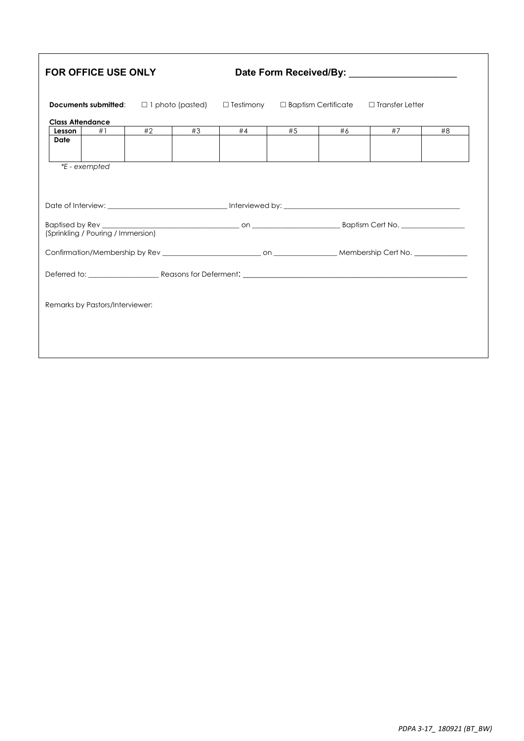**FOR OFFICE USE ONLY** **Date Form Received/By: ____________________**

**Documents submitted**: ☐ 1 photo (pasted) ☐ Testimony ☐ Baptism Certificate ☐ Transfer Letter

**Class Attendance**

| Lesson | #1 | #2 | #3 | #4 | #5 | #6 | #7 | #8 |
|---|---|---|---|---|---|---|---|---|
| Date | | | | | | | | |

*\*E - exempted*

Date of Interview: ______________________________ Interviewed by: ____________________________________________

Baptised by Rev __________________________________ on ______________________ Baptism Cert No. ________________
(Sprinkling / Pouring / Immersion)

Confirmation/Membership by Rev _________________________ on ________________ Membership Cert No. _____________

Deferred to: __________________ Reasons for Deferment: ____________________________________________________________

Remarks by Pastors/Interviewer:

*PDPA 3-17_ 180921 (BT_BW)*